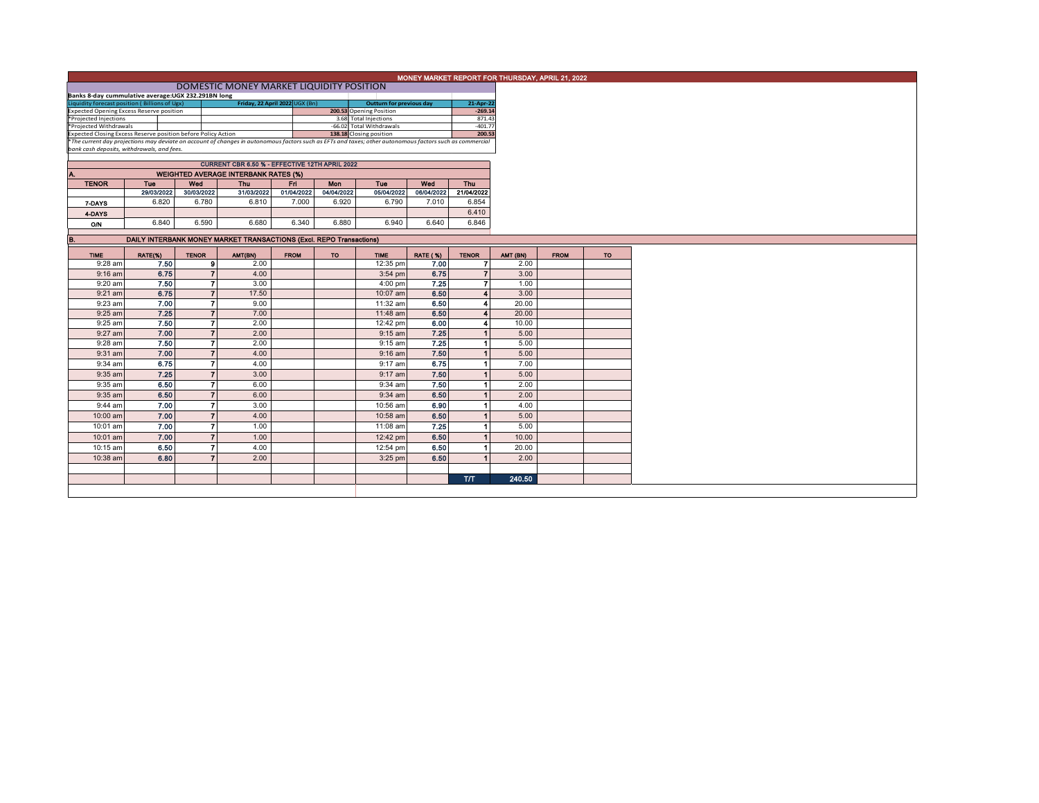# MONEY MARKET REPORT FOR THURSDAY, APRIL 21, 2022

## DOMESTIC MONEY MARKET LIQUIDITY POSITION

**Banks 8-day cummulative average:UGX 232.291BN long**

| Liquidity forecast position ( Billions of Ugx) | Friday, 22 April 2022 UGX (Bn) | Outturn for previous day | 21-Apr-22 |
|---|---|---|---|
| Expected Opening Excess Reserve position | 200.53 | Opening Position | -269.14 |
| *Projected Injections | 3.68 | Total Injections | 871.43 |
| *Projected Withdrawals | -66.02 | Total Withdrawals | -401.77 |
| Expected Closing Excess Reserve position before Policy Action | 138.18 | Closing position | 200.53 |

*The current day projections may deviate on account of changes in autonomous factors such as EFTs and taxes; other autonomous factors such as commercial bank cash deposits, withdrawals, and fees.

**CURRENT CBR 6.50 % - EFFECTIVE 12TH APRIL 2022**

**A. WEIGHTED AVERAGE INTERBANK RATES (%)**

| TENOR | Tue | Wed | Thu | Fri | Mon | Tue | Wed | Thu |
|---|---|---|---|---|---|---|---|---|
| | 29/03/2022 | 30/03/2022 | 31/03/2022 | 01/04/2022 | 04/04/2022 | 05/04/2022 | 06/04/2022 | 21/04/2022 |
| 7-DAYS | 6.820 | 6.780 | 6.810 | 7.000 | 6.920 | 6.790 | 7.010 | 6.854 |
| 4-DAYS | | | | | | | | 6.410 |
| O/N | 6.840 | 6.590 | 6.680 | 6.340 | 6.880 | 6.940 | 6.640 | 6.846 |

**B. DAILY INTERBANK MONEY MARKET TRANSACTIONS (Excl. REPO Transactions)**

| TIME | RATE(%) | TENOR | AMT(BN) | FROM | TO | TIME | RATE ( %) | TENOR | AMT (BN) | FROM | TO |
|---|---|---|---|---|---|---|---|---|---|---|---|
| 9:28 am | 7.50 | 9 | 2.00 | | | 12:35 pm | 7.00 | 7 | 2.00 | | |
| 9:16 am | 6.75 | 7 | 4.00 | | | 3:54 pm | 6.75 | 7 | 3.00 | | |
| 9:20 am | 7.50 | 7 | 3.00 | | | 4:00 pm | 7.25 | 7 | 1.00 | | |
| 9:21 am | 6.75 | 7 | 17.50 | | | 10:07 am | 6.50 | 4 | 3.00 | | |
| 9:23 am | 7.00 | 7 | 9.00 | | | 11:32 am | 6.50 | 4 | 20.00 | | |
| 9:25 am | 7.25 | 7 | 7.00 | | | 11:48 am | 6.50 | 4 | 20.00 | | |
| 9:25 am | 7.50 | 7 | 2.00 | | | 12:42 pm | 6.00 | 4 | 10.00 | | |
| 9:27 am | 7.00 | 7 | 2.00 | | | 9:15 am | 7.25 | 1 | 5.00 | | |
| 9:28 am | 7.50 | 7 | 2.00 | | | 9:15 am | 7.25 | 1 | 5.00 | | |
| 9:31 am | 7.00 | 7 | 4.00 | | | 9:16 am | 7.50 | 1 | 5.00 | | |
| 9:34 am | 6.75 | 7 | 4.00 | | | 9:17 am | 6.75 | 1 | 7.00 | | |
| 9:35 am | 7.25 | 7 | 3.00 | | | 9:17 am | 7.50 | 1 | 5.00 | | |
| 9:35 am | 6.50 | 7 | 6.00 | | | 9:34 am | 7.50 | 1 | 2.00 | | |
| 9:35 am | 6.50 | 7 | 6.00 | | | 9:34 am | 6.50 | 1 | 2.00 | | |
| 9:44 am | 7.00 | 7 | 3.00 | | | 10:56 am | 6.90 | 1 | 4.00 | | |
| 10:00 am | 7.00 | 7 | 4.00 | | | 10:58 am | 6.50 | 1 | 5.00 | | |
| 10:01 am | 7.00 | 7 | 1.00 | | | 11:08 am | 7.25 | 1 | 5.00 | | |
| 10:01 am | 7.00 | 7 | 1.00 | | | 12:42 pm | 6.50 | 1 | 10.00 | | |
| 10:15 am | 6.50 | 7 | 4.00 | | | 12:54 pm | 6.50 | 1 | 20.00 | | |
| 10:38 am | 6.80 | 7 | 2.00 | | | 3:25 pm | 6.50 | 1 | 2.00 | | |
| | | | | | | | | T/T | 240.50 | | |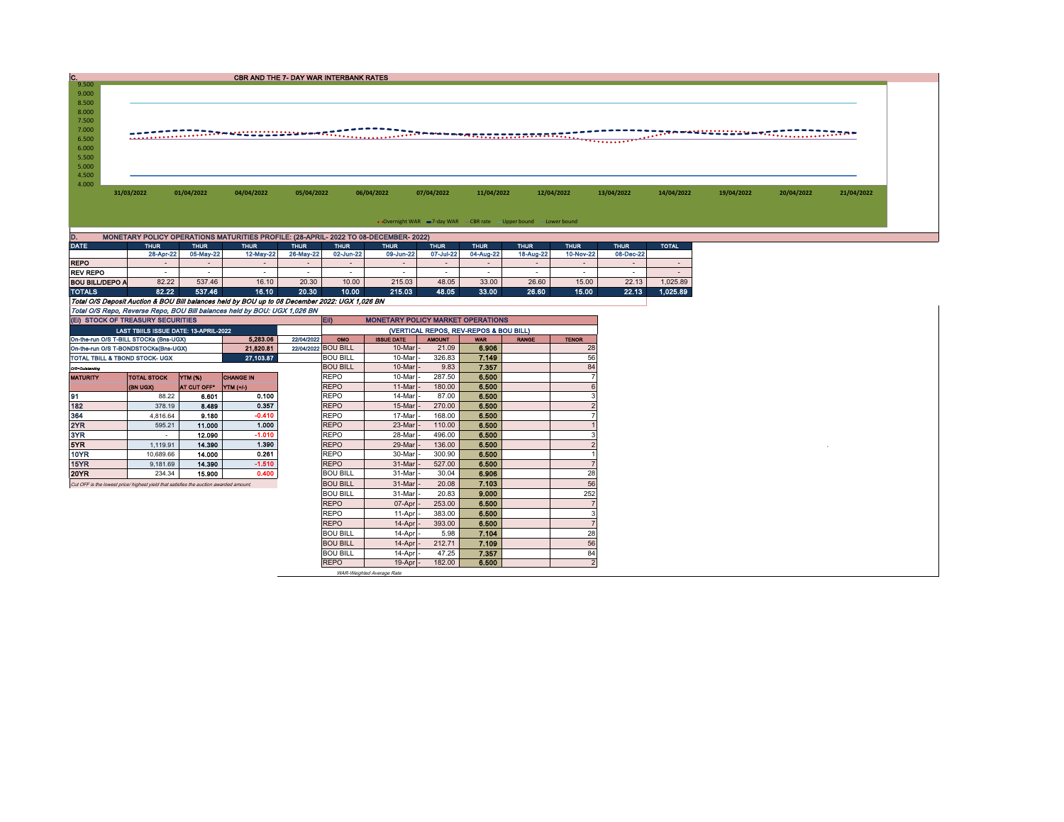## C. CBR AND THE 7- DAY WAR INTERBANK RATES

9.500
9.000
8.500
8.000
7.500
7.000
6.500
6.000
5.500
5.000
4.500
4.000

31/03/2022 01/04/2022 04/04/2022 05/04/2022 06/04/2022 07/04/2022 11/04/2022 12/04/2022 13/04/2022 14/04/2022 19/04/2022 20/04/2022 21/04/2022

Overnight WAR   7-day WAR   CBR rate   Upper bound   Lower bound

## D. MONETARY POLICY OPERATIONS MATURITIES PROFILE: (28-APRIL- 2022 TO 08-DECEMBER- 2022)

| DATE | THUR | THUR | THUR | THUR | THUR | THUR | THUR | THUR | THUR | THUR | THUR | TOTAL |
|---|---|---|---|---|---|---|---|---|---|---|---|---|
| | 28-Apr-22 | 05-May-22 | 12-May-22 | 26-May-22 | 02-Jun-22 | 09-Jun-22 | 07-Jul-22 | 04-Aug-22 | 18-Aug-22 | 10-Nov-22 | 08-Dec-22 | |
| REPO | - | - | - | - | - | - | - | - | - | - | - | - |
| REV REPO | - | - | - | - | - | - | - | - | - | - | - | - |
| BOU BILL/DEPO A | 82.22 | 537.46 | 16.10 | 20.30 | 10.00 | 215.03 | 48.05 | 33.00 | 26.60 | 15.00 | 22.13 | 1,025.89 |
| TOTALS | 82.22 | 537.46 | 16.10 | 20.30 | 10.00 | 215.03 | 48.05 | 33.00 | 26.60 | 15.00 | 22.13 | 1,025.89 |

*Total O/S Deposit Auction & BOU Bill balances held by BOU up to 08 December 2022: UGX 1,026 BN*

*Total O/S Repo, Reverse Repo, BOU Bill balances held by BOU: UGX 1,026 BN*

## (EI) STOCK OF TREASURY SECURITIES

| LAST TBIILS ISSUE DATE: 13-APRIL-2022 | | |
|---|---|---|
| On-the-run O/S T-BILL STOCKs (Bns-UGX) | 5,283.06 | 22/04/2022 |
| On-the-run O/S T-BONDSTOCKs(Bns-UGX) | 21,820.81 | 22/04/2022 |
| TOTAL TBILL & TBOND STOCK- UGX | 27,103.87 | |

*O/S=Outstanding*

| MATURITY | TOTAL STOCK (BN UGX) | YTM (%) AT CUT OFF* | CHANGE IN YTM (+/-) |
|---|---|---|---|
| 91 | 88.22 | 6.601 | 0.100 |
| 182 | 378.19 | 8.489 | 0.357 |
| 364 | 4,816.64 | 9.180 | -0.410 |
| 2YR | 595.21 | 11.000 | 1.000 |
| 3YR | - | 12.090 | -1.010 |
| 5YR | 1,119.91 | 14.390 | 1.390 |
| 10YR | 10,689.66 | 14.000 | 0.261 |
| 15YR | 9,181.69 | 14.390 | -1.510 |
| 20YR | 234.34 | 15.900 | 0.400 |

*Cut OFF is the lowest price/ highest yield that satisfies the auction awarded amount.*

## EII) MONETARY POLICY MARKET OPERATIONS

(VERTICAL REPOS, REV-REPOS & BOU BILL)

| OMO | ISSUE DATE | AMOUNT | WAR | RANGE | TENOR |
|---|---|---|---|---|---|
| BOU BILL | 10-Mar - | 21.09 | 6.906 | | 28 |
| BOU BILL | 10-Mar - | 326.83 | 7.149 | | 56 |
| BOU BILL | 10-Mar - | 9.83 | 7.357 | | 84 |
| REPO | 10-Mar - | 287.50 | 6.500 | | 7 |
| REPO | 11-Mar - | 180.00 | 6.500 | | 6 |
| REPO | 14-Mar - | 87.00 | 6.500 | | 3 |
| REPO | 15-Mar - | 270.00 | 6.500 | | 2 |
| REPO | 17-Mar - | 168.00 | 6.500 | | 7 |
| REPO | 23-Mar - | 110.00 | 6.500 | | 1 |
| REPO | 28-Mar - | 496.00 | 6.500 | | 3 |
| REPO | 29-Mar - | 136.00 | 6.500 | | 2 |
| REPO | 30-Mar - | 300.90 | 6.500 | | 1 |
| REPO | 31-Mar - | 527.00 | 6.500 | | 7 |
| BOU BILL | 31-Mar - | 30.04 | 6.906 | | 28 |
| BOU BILL | 31-Mar - | 20.08 | 7.103 | | 56 |
| BOU BILL | 31-Mar - | 20.83 | 9.000 | | 252 |
| REPO | 07-Apr - | 253.00 | 6.500 | | 7 |
| REPO | 11-Apr - | 383.00 | 6.500 | | 3 |
| REPO | 14-Apr - | 393.00 | 6.500 | | 7 |
| BOU BILL | 14-Apr - | 5.98 | 7.104 | | 28 |
| BOU BILL | 14-Apr - | 212.71 | 7.109 | | 56 |
| BOU BILL | 14-Apr - | 47.25 | 7.357 | | 84 |
| REPO | 19-Apr - | 182.00 | 6.500 | | 2 |

*WAR-Weighted Average Rate*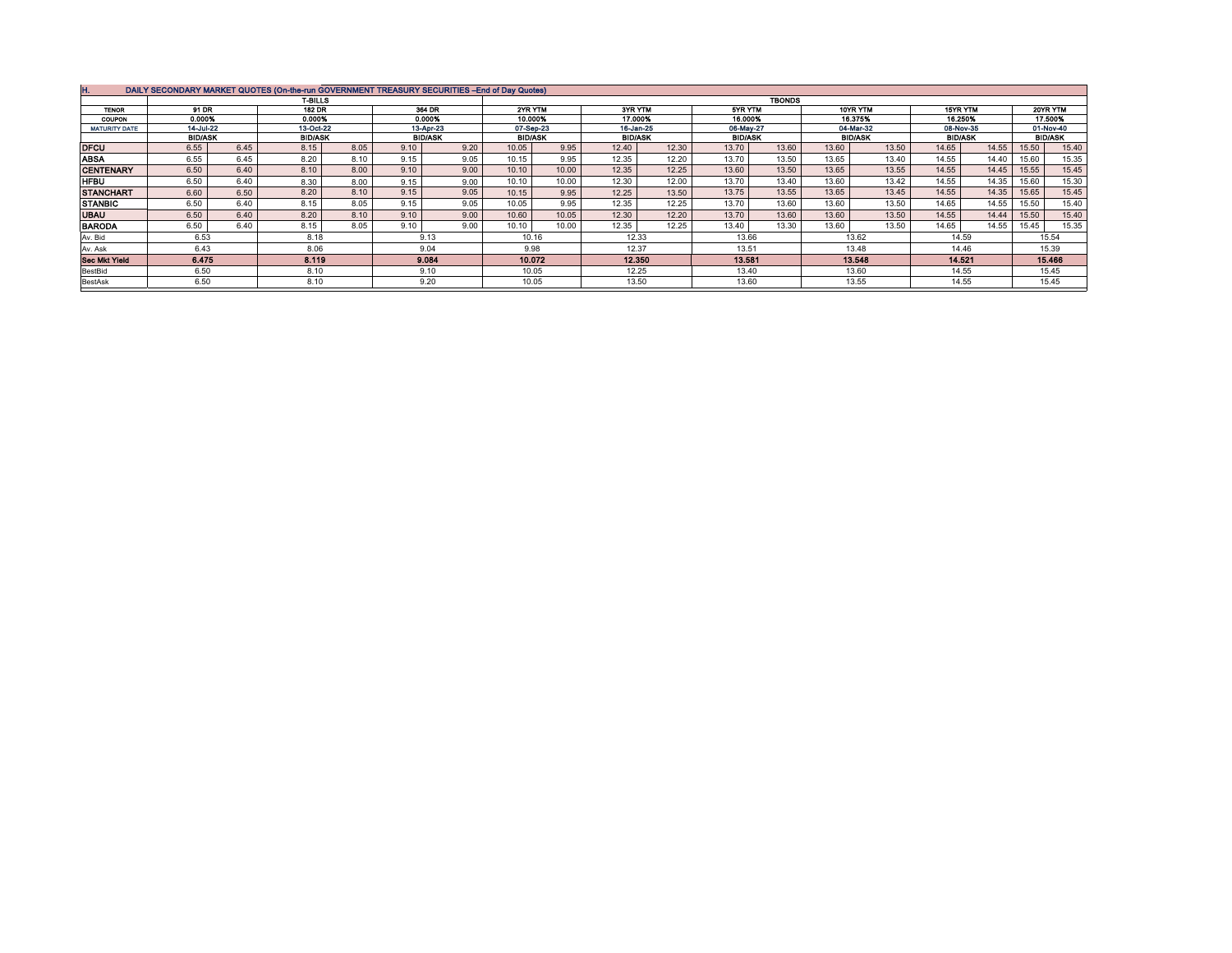| H. | DAILY SECONDARY MARKET QUOTES (On-the-run GOVERNMENT TREASURY SECURITIES –End of Day Quotes) | | | | | | | | | | | | | | | | | |
|---|---|---|---|---|---|---|---|---|---|---|---|---|---|---|---|---|---|---|
| | T-BILLS | | | | | | TBONDS | | | | | | | | | | | |
| TENOR | 91 DR | | 182 DR | | 364 DR | | 2YR YTM | | 3YR YTM | | 5YR YTM | | 10YR YTM | | 15YR YTM | | 20YR YTM | |
| COUPON | 0.000% | | 0.000% | | 0.000% | | 10.000% | | 17.000% | | 16.000% | | 16.375% | | 16.250% | | 17.500% | |
| MATURITY DATE | 14-Jul-22 | | 13-Oct-22 | | 13-Apr-23 | | 07-Sep-23 | | 16-Jan-25 | | 06-May-27 | | 04-Mar-32 | | 08-Nov-35 | | 01-Nov-40 | |
| | BID/ASK | | BID/ASK | | BID/ASK | | BID/ASK | | BID/ASK | | BID/ASK | | BID/ASK | | BID/ASK | | BID/ASK | |
| DFCU | 6.55 | 6.45 | 8.15 | 8.05 | 9.10 | 9.20 | 10.05 | 9.95 | 12.40 | 12.30 | 13.70 | 13.60 | 13.60 | 13.50 | 14.65 | 14.55 | 15.50 | 15.40 |
| ABSA | 6.55 | 6.45 | 8.20 | 8.10 | 9.15 | 9.05 | 10.15 | 9.95 | 12.35 | 12.20 | 13.70 | 13.50 | 13.65 | 13.40 | 14.55 | 14.40 | 15.60 | 15.35 |
| CENTENARY | 6.50 | 6.40 | 8.10 | 8.00 | 9.10 | 9.00 | 10.10 | 10.00 | 12.35 | 12.25 | 13.60 | 13.50 | 13.65 | 13.55 | 14.55 | 14.45 | 15.55 | 15.45 |
| HFBU | 6.50 | 6.40 | 8.30 | 8.00 | 9.15 | 9.00 | 10.10 | 10.00 | 12.30 | 12.00 | 13.70 | 13.40 | 13.60 | 13.42 | 14.55 | 14.35 | 15.60 | 15.30 |
| STANCHART | 6.60 | 6.50 | 8.20 | 8.10 | 9.15 | 9.05 | 10.15 | 9.95 | 12.25 | 13.50 | 13.75 | 13.55 | 13.65 | 13.45 | 14.55 | 14.35 | 15.65 | 15.45 |
| STANBIC | 6.50 | 6.40 | 8.15 | 8.05 | 9.15 | 9.05 | 10.05 | 9.95 | 12.35 | 12.25 | 13.70 | 13.60 | 13.60 | 13.50 | 14.65 | 14.55 | 15.50 | 15.40 |
| UBAU | 6.50 | 6.40 | 8.20 | 8.10 | 9.10 | 9.00 | 10.60 | 10.05 | 12.30 | 12.20 | 13.70 | 13.60 | 13.60 | 13.50 | 14.55 | 14.44 | 15.50 | 15.40 |
| BARODA | 6.50 | 6.40 | 8.15 | 8.05 | 9.10 | 9.00 | 10.10 | 10.00 | 12.35 | 12.25 | 13.40 | 13.30 | 13.60 | 13.50 | 14.65 | 14.55 | 15.45 | 15.35 |
| Av. Bid | 6.53 | | 8.18 | | 9.13 | | 10.16 | | 12.33 | | 13.66 | | 13.62 | | 14.59 | | 15.54 | |
| Av. Ask | 6.43 | | 8.06 | | 9.04 | | 9.98 | | 12.37 | | 13.51 | | 13.48 | | 14.46 | | 15.39 | |
| Sec Mkt Yield | 6.475 | | 8.119 | | 9.084 | | 10.072 | | 12.350 | | 13.581 | | 13.548 | | 14.521 | | 15.466 | |
| BestBid | 6.50 | | 8.10 | | 9.10 | | 10.05 | | 12.25 | | 13.40 | | 13.60 | | 14.55 | | 15.45 | |
| BestAsk | 6.50 | | 8.10 | | 9.20 | | 10.05 | | 13.50 | | 13.60 | | 13.55 | | 14.55 | | 15.45 | |